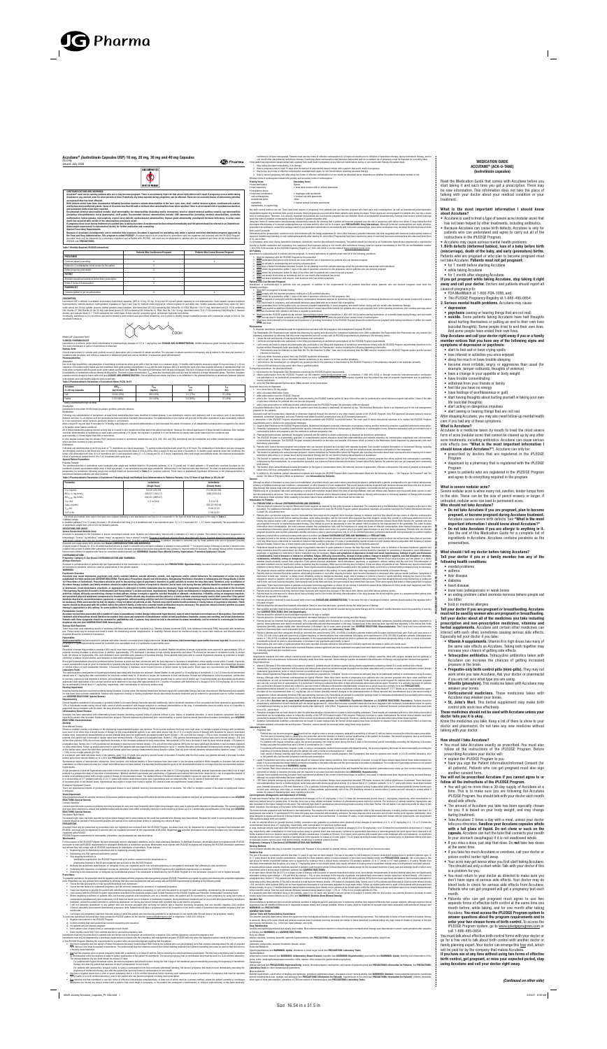# Accutane® (isotretinoin Capsules USP) 10 mg, 20 mg, 30 mg and 40 mg Capsules

Rx Only

Issued: July 2020

# MEDICATION GUIDE
## ACCUTANE® (ACK-U-TANE)
## (isotretinoin capsules)

Read the Medication Guide that comes with Accutane before you start taking it and each time you get a prescription. There may be new information. This information does not take the place of talking with your doctor about your medical condition or your treatment.

**What is the most important information I should know about Accutane?**

- Accutane is used to treat a type of severe acne (nodular acne) that has not been helped by other treatments, including antibiotics.
- Because Accutane can cause birth defects, Accutane is only for patients who can understand and agree to carry out all of the instructions in the iPLEDGE Program.
- Accutane may cause serious mental health problems.

**1. Birth defects (deformed babies), loss of a baby before birth (miscarriage), death of the baby, and early (premature) births.** Patients who are pregnant or who plan to become pregnant must not take Accutane. **Patients must not get pregnant:**

- for 1 month before starting Accutane
- while taking Accutane
- for 1 month after stopping Accutane

**If you get pregnant while taking Accutane, stop taking it right away and call your doctor.** Doctors and patients should report all cases of pregnancy to:

- FDA MedWatch at 1-800-FDA-1088, and
- The iPLEDGE Pregnancy Registry at 1-866-495-0654

**2. Serious mental health problems.** Accutane may cause:

- **depression**
- **psychosis** (seeing or hearing things that are not real)
- **suicide.** Some patients taking Accutane have had thoughts about hurting themselves or putting an end to their own lives (suicidal thoughts). Some people tried to end their own lives. And some people have ended their own lives.

**Stop Accutane and call your doctor right away if you or a family member notices that you have any of the following signs and symptoms of depression or psychosis:**

- start to feel sad or have crying spells
- lose interest in activities you once enjoyed
- sleep too much or have trouble sleeping
- become more irritable, angry, or aggressive than usual (for example, temper outbursts, thoughts of violence)
- have a change in your appetite or body weight
- have trouble concentrating
- withdraw from your friends or family
- feel like you have no energy
- have feelings of worthlessness or guilt
- start having thoughts about hurting yourself or taking your own life (suicidal thoughts)
- start acting on dangerous impulses
- start seeing or hearing things that are not real

After stopping Accutane, you may also need follow-up mental health care if you had any of these symptoms.

**What is Accutane?**

Accutane is a medicine taken by mouth to treat the most severe form of acne (nodular acne) that cannot be cleared up by any other acne treatments, including antibiotics. Accutane can cause serious side effects (see **"What is the most important information I should know about Accutane?"**). Accutane can only be:

- prescribed by doctors that are registered in the iPLEDGE Program
- dispensed by a pharmacy that is registered with the iPLEDGE Program
- given to patients who are registered in the iPLEDGE Program and agree to do everything required in the program

**What is severe nodular acne?**

Severe nodular acne is when many red, swollen, tender lumps form in the skin. These can be the size of pencil erasers or larger. If untreated, nodular acne can lead to permanent scars.

**Who should not take Accutane?**

- **Do not take Accutane if you are pregnant, plan to become pregnant, or become pregnant during Accutane treatment.** Accutane causes severe birth defects. See **"What is the most important information I should know about Accutane?"**
- **Do not take Accutane if you are allergic to anything in it.** See the end of this Medication Guide for a complete list of ingredients in Accutane. Accutane contains parabens as the preservatives.

**What should I tell my doctor before taking Accutane?**

**Tell your doctor if you or a family member has any of the following health conditions:**

- mental problems
- asthma
- liver disease
- diabetes
- heart disease
- bone loss (osteoporosis) or weak bones
- an eating problem called anorexia nervosa (where people eat too little food)
- food or medicine allergies

**Tell your doctor if you are pregnant or breastfeeding. Accutane must not be used by women who are pregnant or breastfeeding.**

**Tell your doctor about all of the medicines you take including prescription and non-prescription medicines, vitamins and herbal supplements.** Accutane and certain other medicines can interact with each other, sometimes causing serious side effects. Especially tell your doctor if you take:

- **Vitamin A supplements.** Vitamin A in high doses has many of the same side effects as Accutane. Taking both together may increase your chance of getting side effects.
- **Tetracycline antibiotics.** Tetracycline antibiotics taken with Accutane can increase the chances of getting increased pressure in the brain.
- **Progestin-only birth control pills (mini-pills).** They may not work while you take Accutane. Ask your doctor or pharmacist if you are not sure what type you are using.
- **Dilantin (phenytoin).** This medicine taken with Accutane may weaken your bones.
- **Corticosteroid medicines.** These medicines taken with Accutane may weaken your bones.
- **St. John's Wort.** This herbal supplement may make birth control pills work less effectively.

**These medicines should not be used with Accutane unless your doctor tells you it is okay.**

Know the medicines you take. Keep a list of them to show to your doctor and pharmacist. Do not take any new medicine without talking with your doctor.

**How should I take Accutane?**

- You must take Accutane exactly as prescribed. You must also follow all the instructions of the iPLEDGE Program. Before prescribing Accutane, your doctor will:
  - explain the iPLEDGE Program to you
  - have you sign the Patient Information/Informed Consent (for all patients). Patients who can get pregnant must also sign another consent form.

**You will not be prescribed Accutane if you cannot agree to or follow all the instructions of the iPLEDGE Program.**

- You will get no more than a 30-day supply of Accutane at a time. This is to make sure you are following the Accutane iPLEDGE Program. You should talk with your doctor each month about side effects.
- The amount of Accutane you take has been specially chosen for you. It is based on your body weight, and may change during treatment.
- Take Accutane 2 times a day with a meal, unless your doctor tells you otherwise. **Swallow your Accutane capsules whole with a full glass of liquid. Do not chew or suck on the capsule.** Accutane can hurt the tube that connects your mouth to your stomach (esophagus) if it is not swallowed whole.
- If you miss a dose, just skip that dose. Do not take two doses the next time.
- If you take too much Accutane or overdose, call your doctor or poison control center right away.
- Your acne may get worse when you first start taking Accutane. This should last only a short while. Talk with your doctor if this is a problem for you.
- You must return to your doctor as directed to make sure you don't have signs of serious side effects. Your doctor may do blood tests to check for serious side effects from Accutane. Patients who can get pregnant will get a pregnancy test each month.
- Patients who can get pregnant must agree to use two separate forms of effective birth control at the same time one month before, while taking, and for one month after taking Accutane. **You must access the iPLEDGE Program system to answer questions about the program requirements and to enter your two chosen forms of birth control.** To access the iPLEDGE Program system, go to www.ipledgeprogram.com or call 1-866-495-0654.

You must talk about effective birth control forms with your doctor or go for a free visit to talk about birth control with another doctor or family planning expert. Your doctor can arrange this free visit, which will be paid for by the company that makes Accutane.

**If you have sex at any time without using two forms of effective birth control, get pregnant, or miss your expected period, stop using Accutane and call your doctor right away.**

***(Continued on other side)***